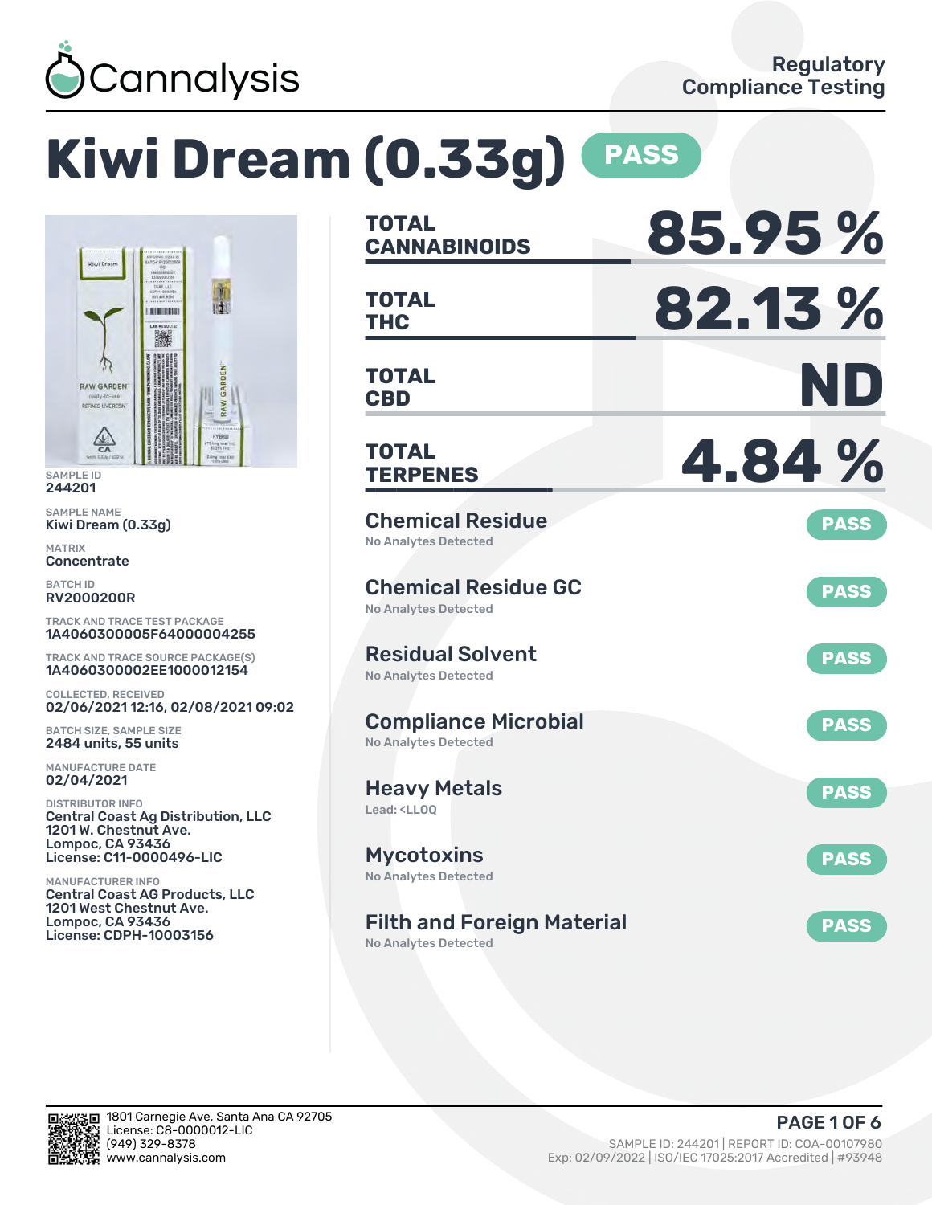Cannalysis

Regulatory Compliance Testing

# Kiwi Dream (0.33g) PASS

SAMPLE ID
244201

SAMPLE NAME
Kiwi Dream (0.33g)

MATRIX
Concentrate

BATCH ID
RV2000200R

TRACK AND TRACE TEST PACKAGE
1A4060300005F64000004255

TRACK AND TRACE SOURCE PACKAGE(S)
1A4060300002EE1000012154

COLLECTED, RECEIVED
02/06/2021 12:16, 02/08/2021 09:02

BATCH SIZE, SAMPLE SIZE
2484 units, 55 units

MANUFACTURE DATE
02/04/2021

DISTRIBUTOR INFO
Central Coast Ag Distribution, LLC
1201 W. Chestnut Ave.
Lompoc, CA 93436
License: C11-0000496-LIC

MANUFACTURER INFO
Central Coast AG Products, LLC
1201 West Chestnut Ave.
Lompoc, CA 93436
License: CDPH-10003156

| | |
|---|---|
| TOTAL CANNABINOIDS | 85.95 % |
| TOTAL THC | 82.13 % |
| TOTAL CBD | ND |
| TOTAL TERPENES | 4.84 % |

| Test | Result | Status |
|---|---|---|
| Chemical Residue | No Analytes Detected | PASS |
| Chemical Residue GC | No Analytes Detected | PASS |
| Residual Solvent | No Analytes Detected | PASS |
| Compliance Microbial | No Analytes Detected | PASS |
| Heavy Metals | Lead: <LLOQ | PASS |
| Mycotoxins | No Analytes Detected | PASS |
| Filth and Foreign Material | No Analytes Detected | PASS |

1801 Carnegie Ave, Santa Ana CA 92705
License: C8-0000012-LIC
(949) 329-8378
www.cannalysis.com

SAMPLE ID: 244201 | REPORT ID: COA-00107980
Exp: 02/09/2022 | ISO/IEC 17025:2017 Accredited | #93948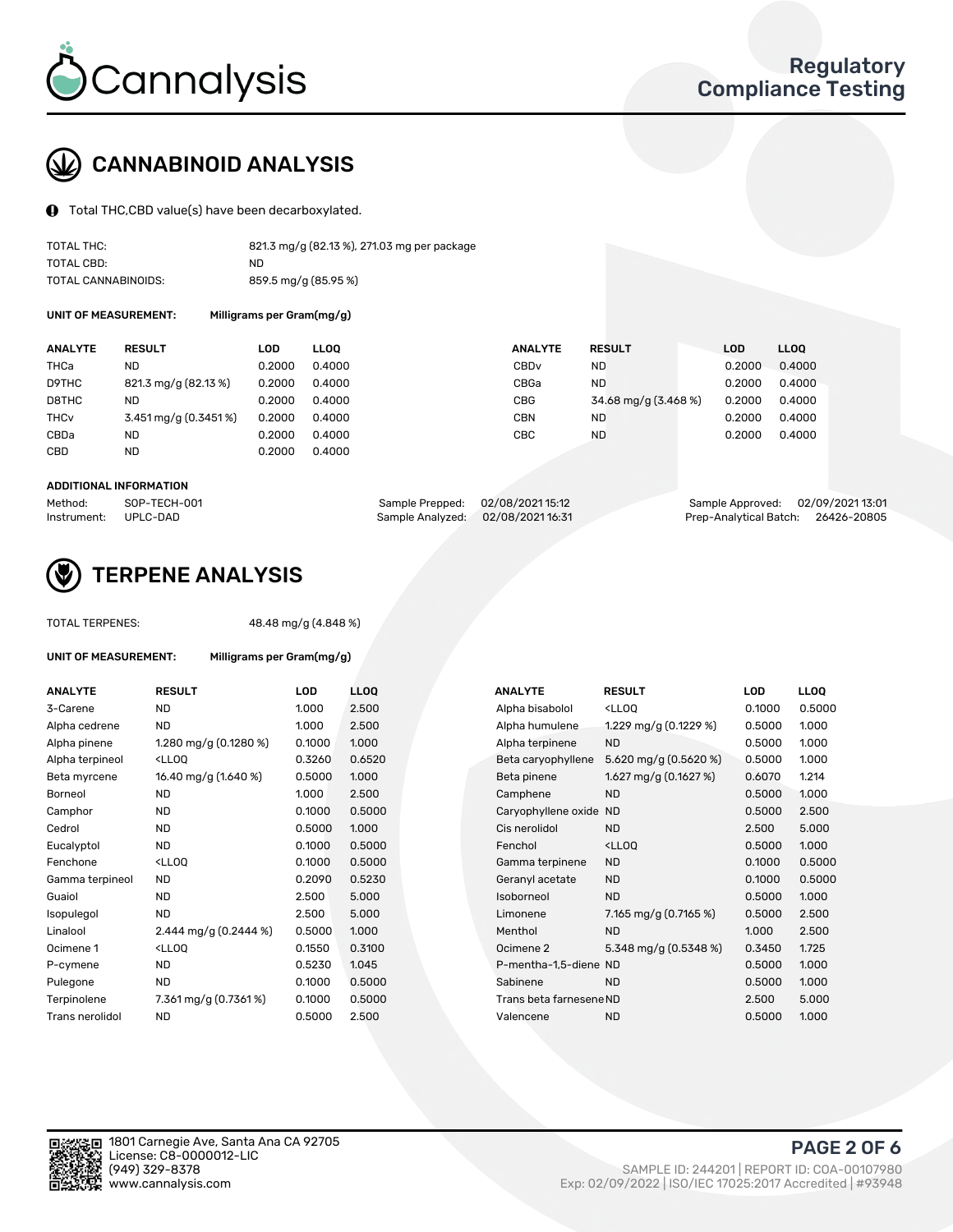# CANNABINOID ANALYSIS

Total THC,CBD value(s) have been decarboxylated.

| | |
|---|---|
| TOTAL THC: | 821.3 mg/g (82.13 %), 271.03 mg per package |
| TOTAL CBD: | ND |
| TOTAL CANNABINOIDS: | 859.5 mg/g (85.95 %) |

**UNIT OF MEASUREMENT:** Milligrams per Gram(mg/g)

| ANALYTE | RESULT | LOD | LLOQ | ANALYTE | RESULT | LOD | LLOQ |
|---|---|---|---|---|---|---|---|
| THCa | ND | 0.2000 | 0.4000 | CBDv | ND | 0.2000 | 0.4000 |
| D9THC | 821.3 mg/g (82.13 %) | 0.2000 | 0.4000 | CBGa | ND | 0.2000 | 0.4000 |
| D8THC | ND | 0.2000 | 0.4000 | CBG | 34.68 mg/g (3.468 %) | 0.2000 | 0.4000 |
| THCv | 3.451 mg/g (0.3451 %) | 0.2000 | 0.4000 | CBN | ND | 0.2000 | 0.4000 |
| CBDa | ND | 0.2000 | 0.4000 | CBC | ND | 0.2000 | 0.4000 |
| CBD | ND | 0.2000 | 0.4000 | | | | |

**ADDITIONAL INFORMATION**

| | | | | | |
|---|---|---|---|---|---|
| Method: | SOP-TECH-001 | Sample Prepped: | 02/08/2021 15:12 | Sample Approved: | 02/09/2021 13:01 |
| Instrument: | UPLC-DAD | Sample Analyzed: | 02/08/2021 16:31 | Prep-Analytical Batch: | 26426-20805 |

# TERPENE ANALYSIS

TOTAL TERPENES: 48.48 mg/g (4.848 %)

**UNIT OF MEASUREMENT:** Milligrams per Gram(mg/g)

| ANALYTE | RESULT | LOD | LLOQ | ANALYTE | RESULT | LOD | LLOQ |
|---|---|---|---|---|---|---|---|
| 3-Carene | ND | 1.000 | 2.500 | Alpha bisabolol | <LLOQ | 0.1000 | 0.5000 |
| Alpha cedrene | ND | 1.000 | 2.500 | Alpha humulene | 1.229 mg/g (0.1229 %) | 0.5000 | 1.000 |
| Alpha pinene | 1.280 mg/g (0.1280 %) | 0.1000 | 1.000 | Alpha terpinene | ND | 0.5000 | 1.000 |
| Alpha terpineol | <LLOQ | 0.3260 | 0.6520 | Beta caryophyllene | 5.620 mg/g (0.5620 %) | 0.5000 | 1.000 |
| Beta myrcene | 16.40 mg/g (1.640 %) | 0.5000 | 1.000 | Beta pinene | 1.627 mg/g (0.1627 %) | 0.6070 | 1.214 |
| Borneol | ND | 1.000 | 2.500 | Camphene | ND | 0.5000 | 1.000 |
| Camphor | ND | 0.1000 | 0.5000 | Caryophyllene oxide | ND | 0.5000 | 2.500 |
| Cedrol | ND | 0.5000 | 1.000 | Cis nerolidol | ND | 2.500 | 5.000 |
| Eucalyptol | ND | 0.1000 | 0.5000 | Fenchol | <LLOQ | 0.5000 | 1.000 |
| Fenchone | <LLOQ | 0.1000 | 0.5000 | Gamma terpinene | ND | 0.1000 | 0.5000 |
| Gamma terpineol | ND | 0.2090 | 0.5230 | Geranyl acetate | ND | 0.1000 | 0.5000 |
| Guaiol | ND | 2.500 | 5.000 | Isoborneol | ND | 0.5000 | 1.000 |
| Isopulegol | ND | 2.500 | 5.000 | Limonene | 7.165 mg/g (0.7165 %) | 0.5000 | 2.500 |
| Linalool | 2.444 mg/g (0.2444 %) | 0.5000 | 1.000 | Menthol | ND | 1.000 | 2.500 |
| Ocimene 1 | <LLOQ | 0.1550 | 0.3100 | Ocimene 2 | 5.348 mg/g (0.5348 %) | 0.3450 | 1.725 |
| P-cymene | ND | 0.5230 | 1.045 | P-mentha-1,5-diene | ND | 0.5000 | 1.000 |
| Pulegone | ND | 0.1000 | 0.5000 | Sabinene | ND | 0.5000 | 1.000 |
| Terpinolene | 7.361 mg/g (0.7361 %) | 0.1000 | 0.5000 | Trans beta farnesene | ND | 2.500 | 5.000 |
| Trans nerolidol | ND | 0.5000 | 2.500 | Valencene | ND | 0.5000 | 1.000 |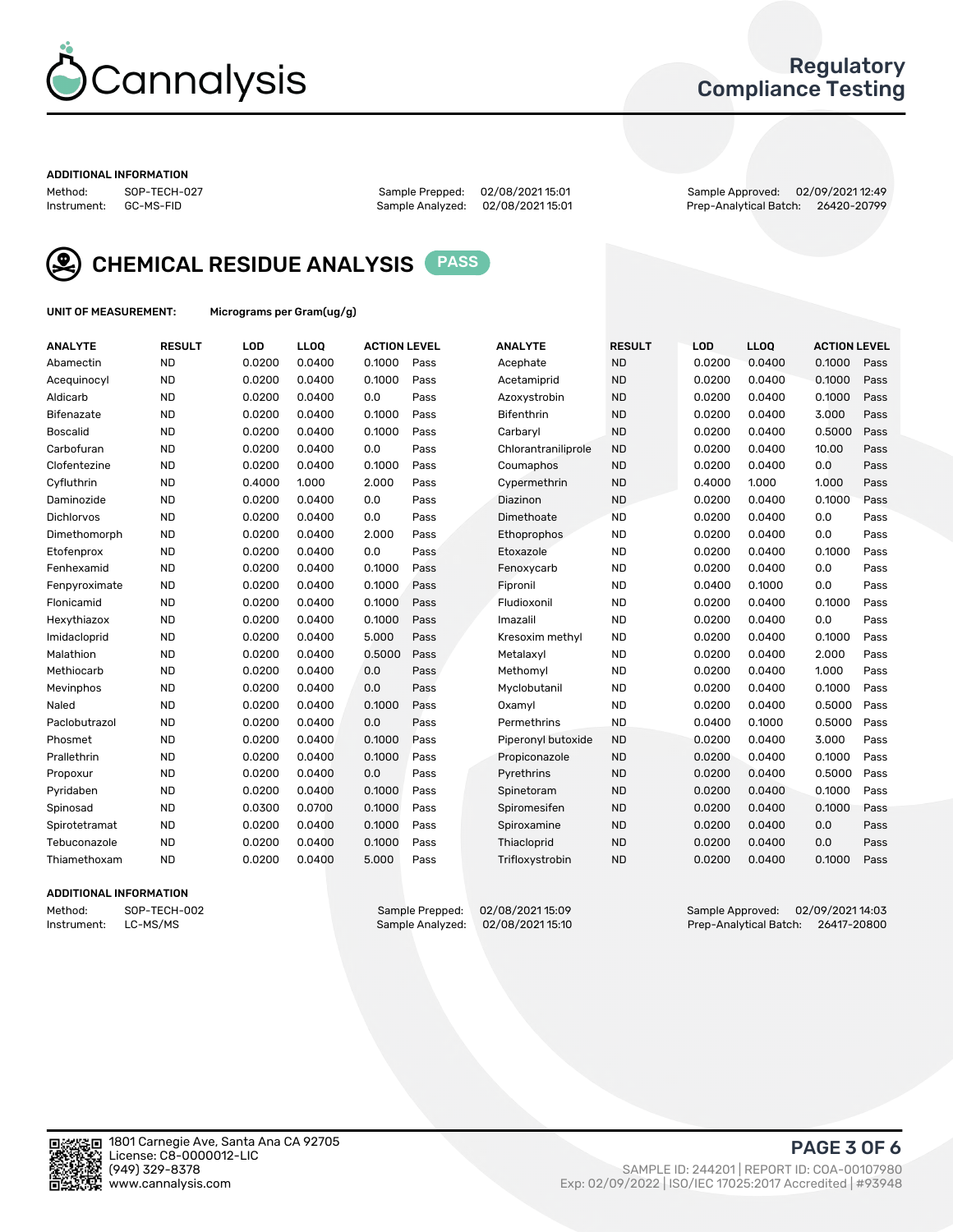# Cannalysis

## Regulatory Compliance Testing

**ADDITIONAL INFORMATION**

| Method: | SOP-TECH-027 | Sample Prepped: | 02/08/2021 15:01 | Sample Approved: | 02/09/2021 12:49 |
|---|---|---|---|---|---|
| Instrument: | GC-MS-FID | Sample Analyzed: | 02/08/2021 15:01 | Prep-Analytical Batch: | 26420-20799 |

## CHEMICAL RESIDUE ANALYSIS PASS

**UNIT OF MEASUREMENT:** Micrograms per Gram(ug/g)

| ANALYTE | RESULT | LOD | LLOQ | ACTION LEVEL | | ANALYTE | RESULT | LOD | LLOQ | ACTION LEVEL | |
|---|---|---|---|---|---|---|---|---|---|---|---|
| Abamectin | ND | 0.0200 | 0.0400 | 0.1000 | Pass | Acephate | ND | 0.0200 | 0.0400 | 0.1000 | Pass |
| Acequinocyl | ND | 0.0200 | 0.0400 | 0.1000 | Pass | Acetamiprid | ND | 0.0200 | 0.0400 | 0.1000 | Pass |
| Aldicarb | ND | 0.0200 | 0.0400 | 0.0 | Pass | Azoxystrobin | ND | 0.0200 | 0.0400 | 0.1000 | Pass |
| Bifenazate | ND | 0.0200 | 0.0400 | 0.1000 | Pass | Bifenthrin | ND | 0.0200 | 0.0400 | 3.000 | Pass |
| Boscalid | ND | 0.0200 | 0.0400 | 0.1000 | Pass | Carbaryl | ND | 0.0200 | 0.0400 | 0.5000 | Pass |
| Carbofuran | ND | 0.0200 | 0.0400 | 0.0 | Pass | Chlorantraniliprole | ND | 0.0200 | 0.0400 | 10.00 | Pass |
| Clofentezine | ND | 0.0200 | 0.0400 | 0.1000 | Pass | Coumaphos | ND | 0.0200 | 0.0400 | 0.0 | Pass |
| Cyfluthrin | ND | 0.4000 | 1.000 | 2.000 | Pass | Cypermethrin | ND | 0.4000 | 1.000 | 1.000 | Pass |
| Daminozide | ND | 0.0200 | 0.0400 | 0.0 | Pass | Diazinon | ND | 0.0200 | 0.0400 | 0.1000 | Pass |
| Dichlorvos | ND | 0.0200 | 0.0400 | 0.0 | Pass | Dimethoate | ND | 0.0200 | 0.0400 | 0.0 | Pass |
| Dimethomorph | ND | 0.0200 | 0.0400 | 2.000 | Pass | Ethoprophos | ND | 0.0200 | 0.0400 | 0.0 | Pass |
| Etofenprox | ND | 0.0200 | 0.0400 | 0.0 | Pass | Etoxazole | ND | 0.0200 | 0.0400 | 0.1000 | Pass |
| Fenhexamid | ND | 0.0200 | 0.0400 | 0.1000 | Pass | Fenoxycarb | ND | 0.0200 | 0.0400 | 0.0 | Pass |
| Fenpyroximate | ND | 0.0200 | 0.0400 | 0.1000 | Pass | Fipronil | ND | 0.0400 | 0.1000 | 0.0 | Pass |
| Flonicamid | ND | 0.0200 | 0.0400 | 0.1000 | Pass | Fludioxonil | ND | 0.0200 | 0.0400 | 0.1000 | Pass |
| Hexythiazox | ND | 0.0200 | 0.0400 | 0.1000 | Pass | Imazalil | ND | 0.0200 | 0.0400 | 0.0 | Pass |
| Imidacloprid | ND | 0.0200 | 0.0400 | 5.000 | Pass | Kresoxim methyl | ND | 0.0200 | 0.0400 | 0.1000 | Pass |
| Malathion | ND | 0.0200 | 0.0400 | 0.5000 | Pass | Metalaxyl | ND | 0.0200 | 0.0400 | 2.000 | Pass |
| Methiocarb | ND | 0.0200 | 0.0400 | 0.0 | Pass | Methomyl | ND | 0.0200 | 0.0400 | 1.000 | Pass |
| Mevinphos | ND | 0.0200 | 0.0400 | 0.0 | Pass | Myclobutanil | ND | 0.0200 | 0.0400 | 0.1000 | Pass |
| Naled | ND | 0.0200 | 0.0400 | 0.1000 | Pass | Oxamyl | ND | 0.0200 | 0.0400 | 0.5000 | Pass |
| Paclobutrazol | ND | 0.0200 | 0.0400 | 0.0 | Pass | Permethrins | ND | 0.0400 | 0.1000 | 0.5000 | Pass |
| Phosmet | ND | 0.0200 | 0.0400 | 0.1000 | Pass | Piperonyl butoxide | ND | 0.0200 | 0.0400 | 3.000 | Pass |
| Prallethrin | ND | 0.0200 | 0.0400 | 0.1000 | Pass | Propiconazole | ND | 0.0200 | 0.0400 | 0.1000 | Pass |
| Propoxur | ND | 0.0200 | 0.0400 | 0.0 | Pass | Pyrethrins | ND | 0.0200 | 0.0400 | 0.5000 | Pass |
| Pyridaben | ND | 0.0200 | 0.0400 | 0.1000 | Pass | Spinetoram | ND | 0.0200 | 0.0400 | 0.1000 | Pass |
| Spinosad | ND | 0.0300 | 0.0700 | 0.1000 | Pass | Spiromesifen | ND | 0.0200 | 0.0400 | 0.1000 | Pass |
| Spirotetramat | ND | 0.0200 | 0.0400 | 0.1000 | Pass | Spiroxamine | ND | 0.0200 | 0.0400 | 0.0 | Pass |
| Tebuconazole | ND | 0.0200 | 0.0400 | 0.1000 | Pass | Thiacloprid | ND | 0.0200 | 0.0400 | 0.0 | Pass |
| Thiamethoxam | ND | 0.0200 | 0.0400 | 5.000 | Pass | Trifloxystrobin | ND | 0.0200 | 0.0400 | 0.1000 | Pass |

**ADDITIONAL INFORMATION**

| Method: | SOP-TECH-002 | Sample Prepped: | 02/08/2021 15:09 | Sample Approved: | 02/09/2021 14:03 |
|---|---|---|---|---|---|
| Instrument: | LC-MS/MS | Sample Analyzed: | 02/08/2021 15:10 | Prep-Analytical Batch: | 26417-20800 |

1801 Carnegie Ave, Santa Ana CA 92705
License: C8-0000012-LIC
(949) 329-8378
www.cannalysis.com

SAMPLE ID: 244201 | REPORT ID: COA-00107980
Exp: 02/09/2022 | ISO/IEC 17025:2017 Accredited | #93948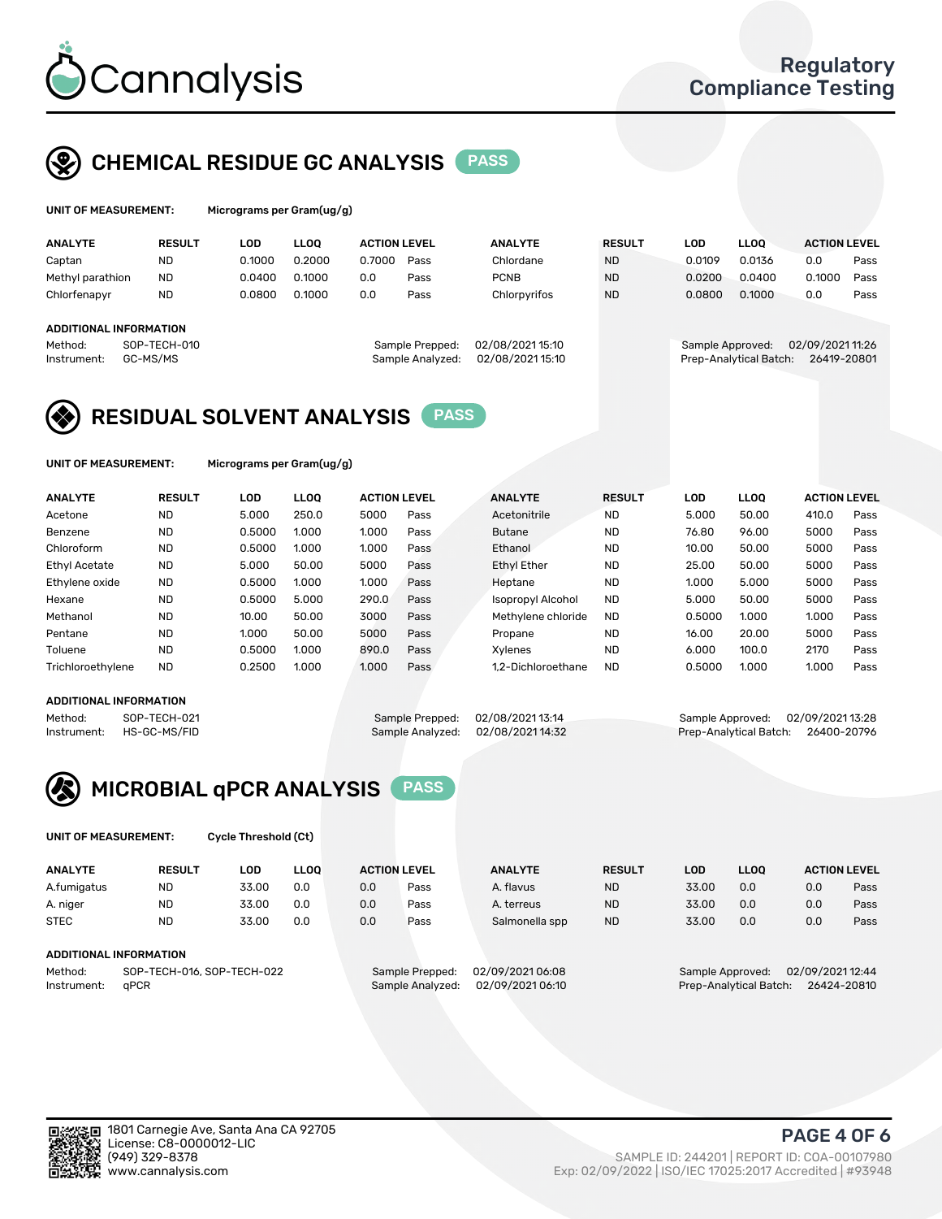# Cannalysis

Regulatory Compliance Testing

## CHEMICAL RESIDUE GC ANALYSIS PASS

**UNIT OF MEASUREMENT:** Micrograms per Gram(ug/g)

| ANALYTE | RESULT | LOD | LLOQ | ACTION LEVEL | | ANALYTE | RESULT | LOD | LLOQ | ACTION LEVEL | |
|---|---|---|---|---|---|---|---|---|---|---|---|
| Captan | ND | 0.1000 | 0.2000 | 0.7000 | Pass | Chlordane | ND | 0.0109 | 0.0136 | 0.0 | Pass |
| Methyl parathion | ND | 0.0400 | 0.1000 | 0.0 | Pass | PCNB | ND | 0.0200 | 0.0400 | 0.1000 | Pass |
| Chlorfenapyr | ND | 0.0800 | 0.1000 | 0.0 | Pass | Chlorpyrifos | ND | 0.0800 | 0.1000 | 0.0 | Pass |

**ADDITIONAL INFORMATION**

Method: SOP-TECH-010
Instrument: GC-MS/MS
Sample Prepped: 02/08/2021 15:10
Sample Analyzed: 02/08/2021 15:10
Sample Approved: 02/09/2021 11:26
Prep-Analytical Batch: 26419-20801

## RESIDUAL SOLVENT ANALYSIS PASS

**UNIT OF MEASUREMENT:** Micrograms per Gram(ug/g)

| ANALYTE | RESULT | LOD | LLOQ | ACTION LEVEL | | ANALYTE | RESULT | LOD | LLOQ | ACTION LEVEL | |
|---|---|---|---|---|---|---|---|---|---|---|---|
| Acetone | ND | 5.000 | 250.0 | 5000 | Pass | Acetonitrile | ND | 5.000 | 50.00 | 410.0 | Pass |
| Benzene | ND | 0.5000 | 1.000 | 1.000 | Pass | Butane | ND | 76.80 | 96.00 | 5000 | Pass |
| Chloroform | ND | 0.5000 | 1.000 | 1.000 | Pass | Ethanol | ND | 10.00 | 50.00 | 5000 | Pass |
| Ethyl Acetate | ND | 5.000 | 50.00 | 5000 | Pass | Ethyl Ether | ND | 25.00 | 50.00 | 5000 | Pass |
| Ethylene oxide | ND | 0.5000 | 1.000 | 1.000 | Pass | Heptane | ND | 1.000 | 5.000 | 5000 | Pass |
| Hexane | ND | 0.5000 | 5.000 | 290.0 | Pass | Isopropyl Alcohol | ND | 5.000 | 50.00 | 5000 | Pass |
| Methanol | ND | 10.00 | 50.00 | 3000 | Pass | Methylene chloride | ND | 0.5000 | 1.000 | 1.000 | Pass |
| Pentane | ND | 1.000 | 50.00 | 5000 | Pass | Propane | ND | 16.00 | 20.00 | 5000 | Pass |
| Toluene | ND | 0.5000 | 1.000 | 890.0 | Pass | Xylenes | ND | 6.000 | 100.0 | 2170 | Pass |
| Trichloroethylene | ND | 0.2500 | 1.000 | 1.000 | Pass | 1,2-Dichloroethane | ND | 0.5000 | 1.000 | 1.000 | Pass |

**ADDITIONAL INFORMATION**

Method: SOP-TECH-021
Instrument: HS-GC-MS/FID
Sample Prepped: 02/08/2021 13:14
Sample Analyzed: 02/08/2021 14:32
Sample Approved: 02/09/2021 13:28
Prep-Analytical Batch: 26400-20796

## MICROBIAL qPCR ANALYSIS PASS

**UNIT OF MEASUREMENT:** Cycle Threshold (Ct)

| ANALYTE | RESULT | LOD | LLOQ | ACTION LEVEL | | ANALYTE | RESULT | LOD | LLOQ | ACTION LEVEL | |
|---|---|---|---|---|---|---|---|---|---|---|---|
| A.fumigatus | ND | 33.00 | 0.0 | 0.0 | Pass | A. flavus | ND | 33.00 | 0.0 | 0.0 | Pass |
| A. niger | ND | 33.00 | 0.0 | 0.0 | Pass | A. terreus | ND | 33.00 | 0.0 | 0.0 | Pass |
| STEC | ND | 33.00 | 0.0 | 0.0 | Pass | Salmonella spp | ND | 33.00 | 0.0 | 0.0 | Pass |

**ADDITIONAL INFORMATION**

Method: SOP-TECH-016, SOP-TECH-022
Instrument: qPCR
Sample Prepped: 02/09/2021 06:08
Sample Analyzed: 02/09/2021 06:10
Sample Approved: 02/09/2021 12:44
Prep-Analytical Batch: 26424-20810

1801 Carnegie Ave, Santa Ana CA 92705
License: C8-0000012-LIC
(949) 329-8378
www.cannalysis.com

SAMPLE ID: 244201 | REPORT ID: COA-00107980
Exp: 02/09/2022 | ISO/IEC 17025:2017 Accredited | #93948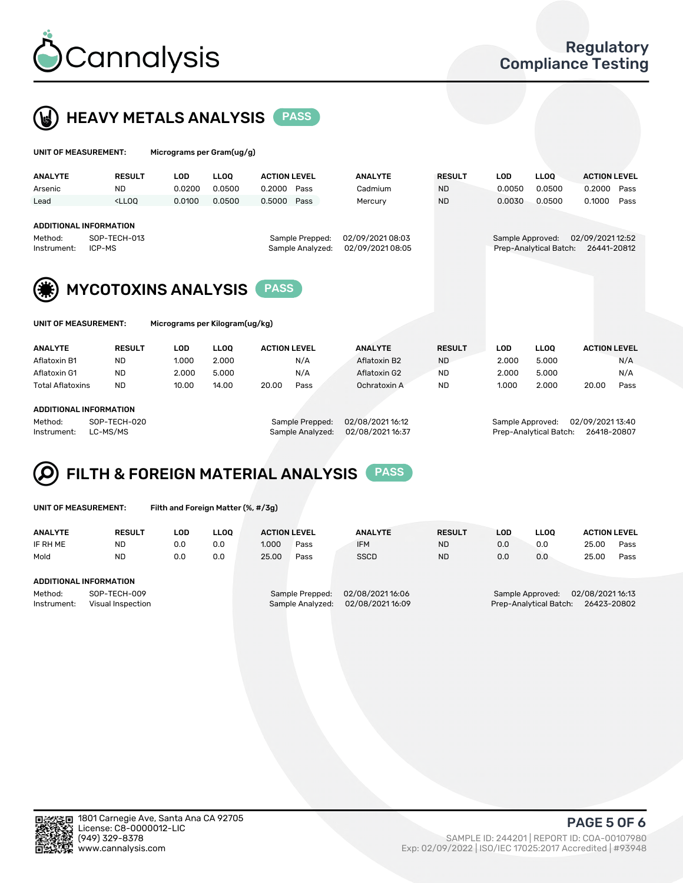# Cannalysis

Regulatory Compliance Testing

## HEAVY METALS ANALYSIS PASS

**UNIT OF MEASUREMENT:** Micrograms per Gram(ug/g)

| ANALYTE | RESULT | LOD | LLOQ | ACTION LEVEL | | ANALYTE | RESULT | LOD | LLOQ | ACTION LEVEL | |
|---|---|---|---|---|---|---|---|---|---|---|---|
| Arsenic | ND | 0.0200 | 0.0500 | 0.2000 | Pass | Cadmium | ND | 0.0050 | 0.0500 | 0.2000 | Pass |
| Lead | <LLOQ | 0.0100 | 0.0500 | 0.5000 | Pass | Mercury | ND | 0.0030 | 0.0500 | 0.1000 | Pass |

**ADDITIONAL INFORMATION**

Method: SOP-TECH-013
Instrument: ICP-MS
Sample Prepped: 02/09/2021 08:03
Sample Analyzed: 02/09/2021 08:05
Sample Approved: 02/09/2021 12:52
Prep-Analytical Batch: 26441-20812

## MYCOTOXINS ANALYSIS PASS

**UNIT OF MEASUREMENT:** Micrograms per Kilogram(ug/kg)

| ANALYTE | RESULT | LOD | LLOQ | ACTION LEVEL | | ANALYTE | RESULT | LOD | LLOQ | ACTION LEVEL | |
|---|---|---|---|---|---|---|---|---|---|---|---|
| Aflatoxin B1 | ND | 1.000 | 2.000 | | N/A | Aflatoxin B2 | ND | 2.000 | 5.000 | | N/A |
| Aflatoxin G1 | ND | 2.000 | 5.000 | | N/A | Aflatoxin G2 | ND | 2.000 | 5.000 | | N/A |
| Total Aflatoxins | ND | 10.00 | 14.00 | 20.00 | Pass | Ochratoxin A | ND | 1.000 | 2.000 | 20.00 | Pass |

**ADDITIONAL INFORMATION**

Method: SOP-TECH-020
Instrument: LC-MS/MS
Sample Prepped: 02/08/2021 16:12
Sample Analyzed: 02/08/2021 16:37
Sample Approved: 02/09/2021 13:40
Prep-Analytical Batch: 26418-20807

## FILTH & FOREIGN MATERIAL ANALYSIS PASS

**UNIT OF MEASUREMENT:** Filth and Foreign Matter (%, #/3g)

| ANALYTE | RESULT | LOD | LLOQ | ACTION LEVEL | | ANALYTE | RESULT | LOD | LLOQ | ACTION LEVEL | |
|---|---|---|---|---|---|---|---|---|---|---|---|
| IF RH ME | ND | 0.0 | 0.0 | 1.000 | Pass | IFM | ND | 0.0 | 0.0 | 25.00 | Pass |
| Mold | ND | 0.0 | 0.0 | 25.00 | Pass | SSCD | ND | 0.0 | 0.0 | 25.00 | Pass |

**ADDITIONAL INFORMATION**

Method: SOP-TECH-009
Instrument: Visual Inspection
Sample Prepped: 02/08/2021 16:06
Sample Analyzed: 02/08/2021 16:09
Sample Approved: 02/08/2021 16:13
Prep-Analytical Batch: 26423-20802

1801 Carnegie Ave, Santa Ana CA 92705
License: C8-0000012-LIC
(949) 329-8378
www.cannalysis.com

SAMPLE ID: 244201 | REPORT ID: COA-00107980
Exp: 02/09/2022 | ISO/IEC 17025:2017 Accredited | #93948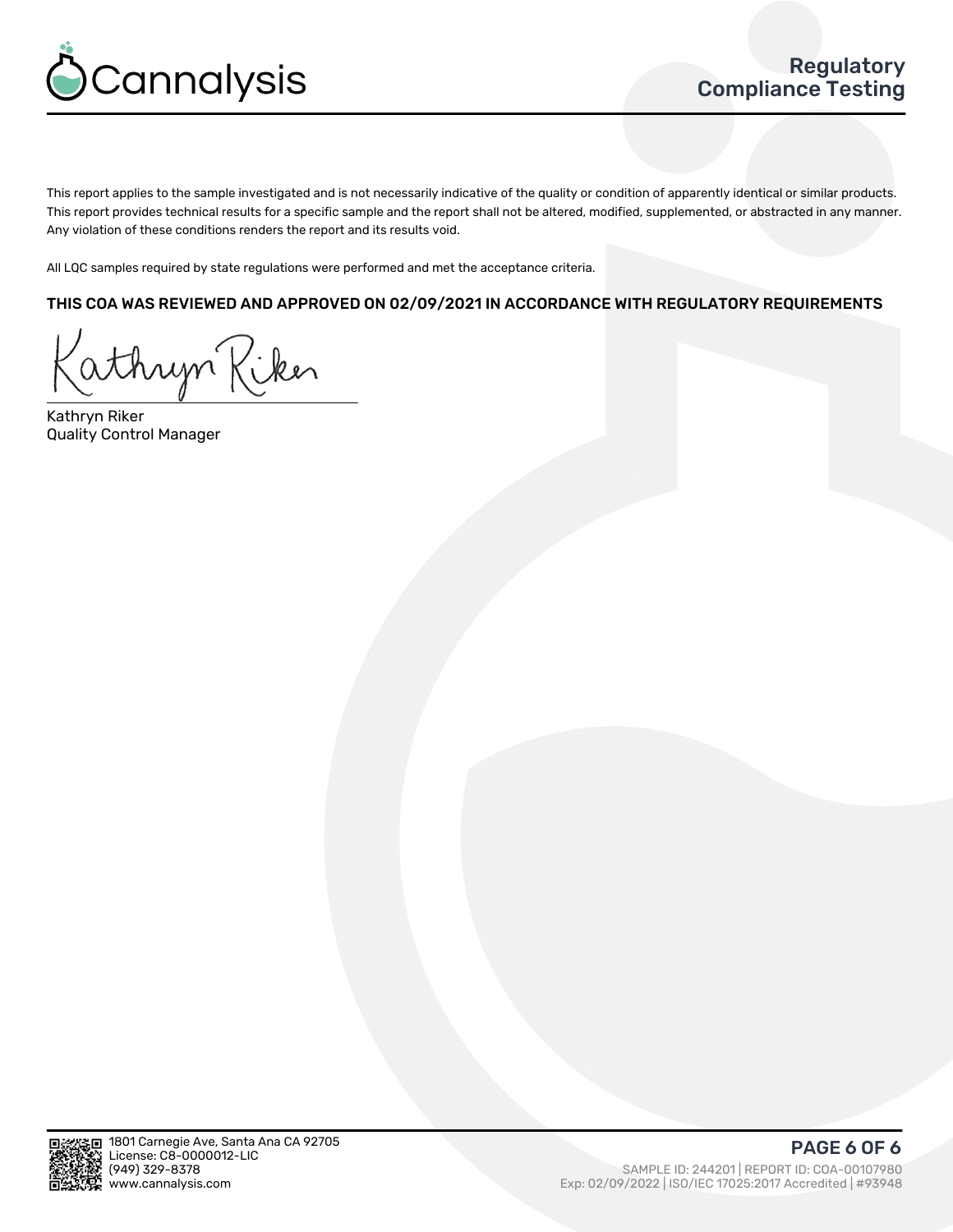This report applies to the sample investigated and is not necessarily indicative of the quality or condition of apparently identical or similar products. This report provides technical results for a specific sample and the report shall not be altered, modified, supplemented, or abstracted in any manner. Any violation of these conditions renders the report and its results void.

All LQC samples required by state regulations were performed and met the acceptance criteria.

**THIS COA WAS REVIEWED AND APPROVED ON 02/09/2021 IN ACCORDANCE WITH REGULATORY REQUIREMENTS**

Kathryn Riker
Quality Control Manager